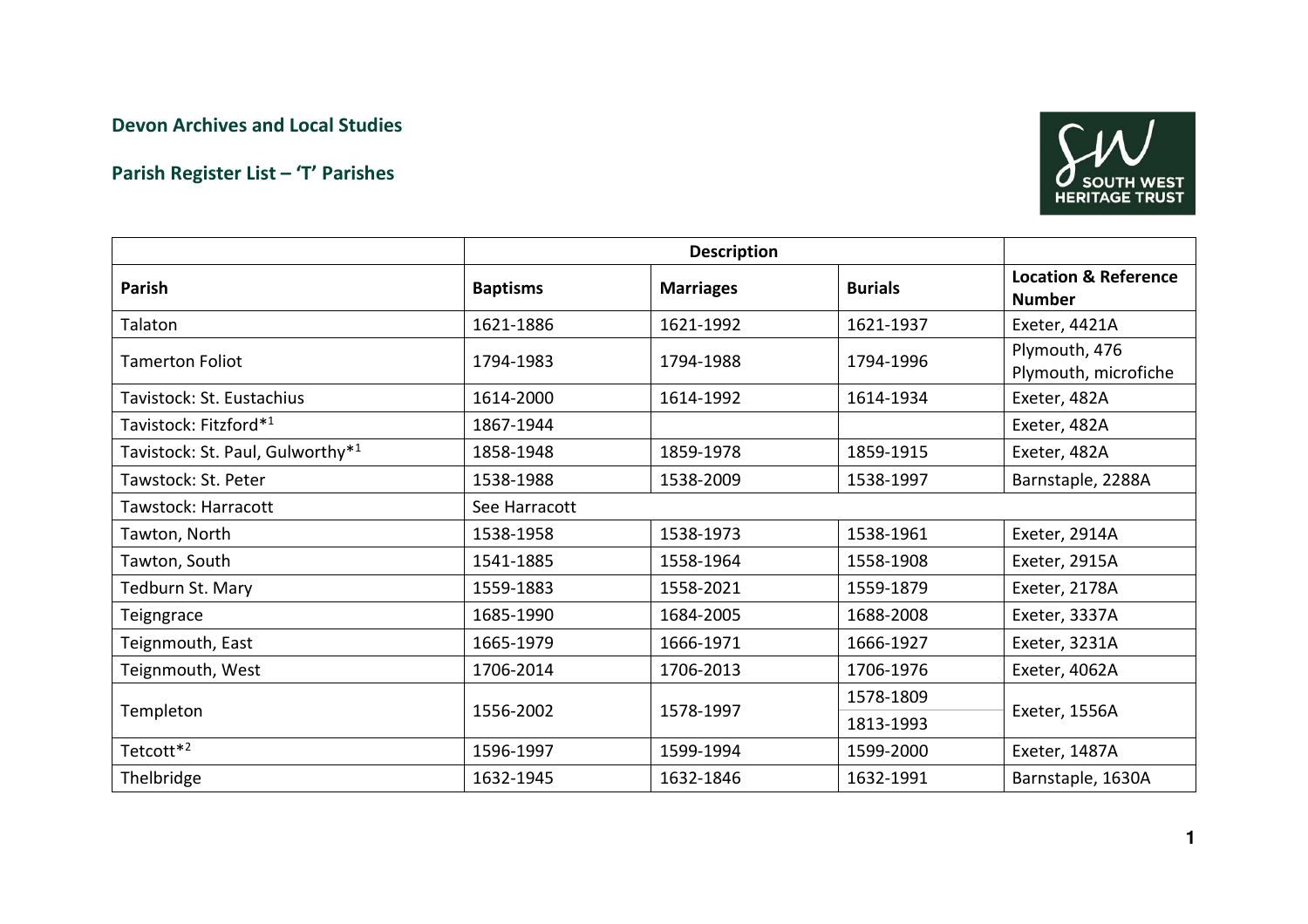## Devon Archives and Local Studies

## Parish Register List – 'T' Parishes

| | Description | | | |
|---|---|---|---|---|
| **Parish** | **Baptisms** | **Marriages** | **Burials** | **Location & Reference Number** |
| Talaton | 1621-1886 | 1621-1992 | 1621-1937 | Exeter, 4421A |
| Tamerton Foliot | 1794-1983 | 1794-1988 | 1794-1996 | Plymouth, 476<br>Plymouth, microfiche |
| Tavistock: St. Eustachius | 1614-2000 | 1614-1992 | 1614-1934 | Exeter, 482A |
| Tavistock: Fitzford*[1] | 1867-1944 | | | Exeter, 482A |
| Tavistock: St. Paul, Gulworthy*[1] | 1858-1948 | 1859-1978 | 1859-1915 | Exeter, 482A |
| Tawstock: St. Peter | 1538-1988 | 1538-2009 | 1538-1997 | Barnstaple, 2288A |
| Tawstock: Harracott | See Harracott | | | |
| Tawton, North | 1538-1958 | 1538-1973 | 1538-1961 | Exeter, 2914A |
| Tawton, South | 1541-1885 | 1558-1964 | 1558-1908 | Exeter, 2915A |
| Tedburn St. Mary | 1559-1883 | 1558-2021 | 1559-1879 | Exeter, 2178A |
| Teigngrace | 1685-1990 | 1684-2005 | 1688-2008 | Exeter, 3337A |
| Teignmouth, East | 1665-1979 | 1666-1971 | 1666-1927 | Exeter, 3231A |
| Teignmouth, West | 1706-2014 | 1706-2013 | 1706-1976 | Exeter, 4062A |
| Templeton | 1556-2002 | 1578-1997 | 1578-1809<br>1813-1993 | Exeter, 1556A |
| Tetcott*[2] | 1596-1997 | 1599-1994 | 1599-2000 | Exeter, 1487A |
| Thelbridge | 1632-1945 | 1632-1846 | 1632-1991 | Barnstaple, 1630A |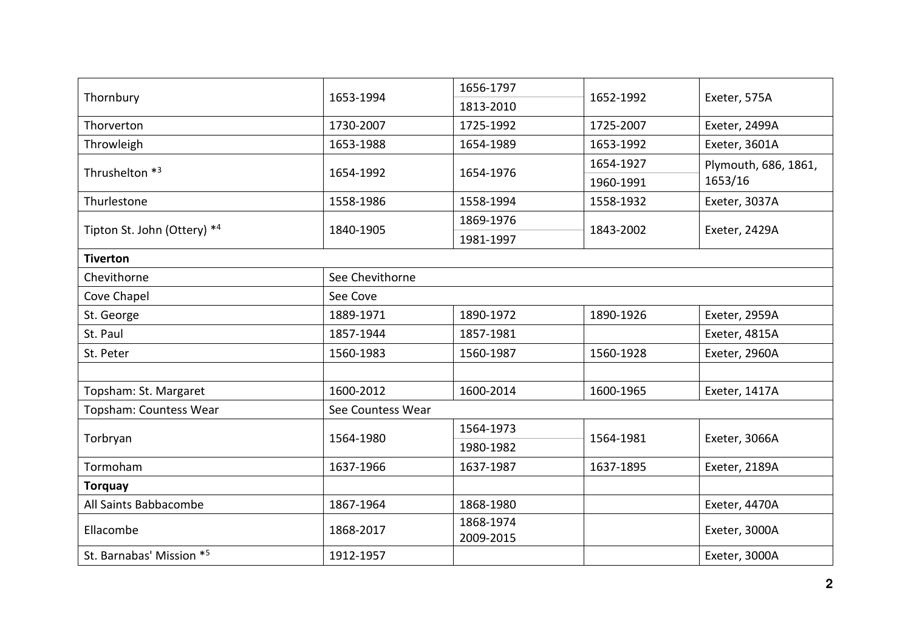| Thornbury | 1653-1994 | 1656-1797<br>1813-2010 | 1652-1992 | Exeter, 575A |
|---|---|---|---|---|
| Thorverton | 1730-2007 | 1725-1992 | 1725-2007 | Exeter, 2499A |
| Throwleigh | 1653-1988 | 1654-1989 | 1653-1992 | Exeter, 3601A |
| Thrushelton *[3] | 1654-1992 | 1654-1976 | 1654-1927<br>1960-1991 | Plymouth, 686, 1861, 1653/16 |
| Thurlestone | 1558-1986 | 1558-1994 | 1558-1932 | Exeter, 3037A |
| Tipton St. John (Ottery) *[4] | 1840-1905 | 1869-1976<br>1981-1997 | 1843-2002 | Exeter, 2429A |
| **Tiverton** | | | | |
| Chevithorne | See Chevithorne | | | |
| Cove Chapel | See Cove | | | |
| St. George | 1889-1971 | 1890-1972 | 1890-1926 | Exeter, 2959A |
| St. Paul | 1857-1944 | 1857-1981 | | Exeter, 4815A |
| St. Peter | 1560-1983 | 1560-1987 | 1560-1928 | Exeter, 2960A |
| | | | | |
| Topsham: St. Margaret | 1600-2012 | 1600-2014 | 1600-1965 | Exeter, 1417A |
| Topsham: Countess Wear | See Countess Wear | | | |
| Torbryan | 1564-1980 | 1564-1973<br>1980-1982 | 1564-1981 | Exeter, 3066A |
| Tormoham | 1637-1966 | 1637-1987 | 1637-1895 | Exeter, 2189A |
| **Torquay** | | | | |
| All Saints Babbacombe | 1867-1964 | 1868-1980 | | Exeter, 4470A |
| Ellacombe | 1868-2017 | 1868-1974<br>2009-2015 | | Exeter, 3000A |
| St. Barnabas' Mission *[5] | 1912-1957 | | | Exeter, 3000A |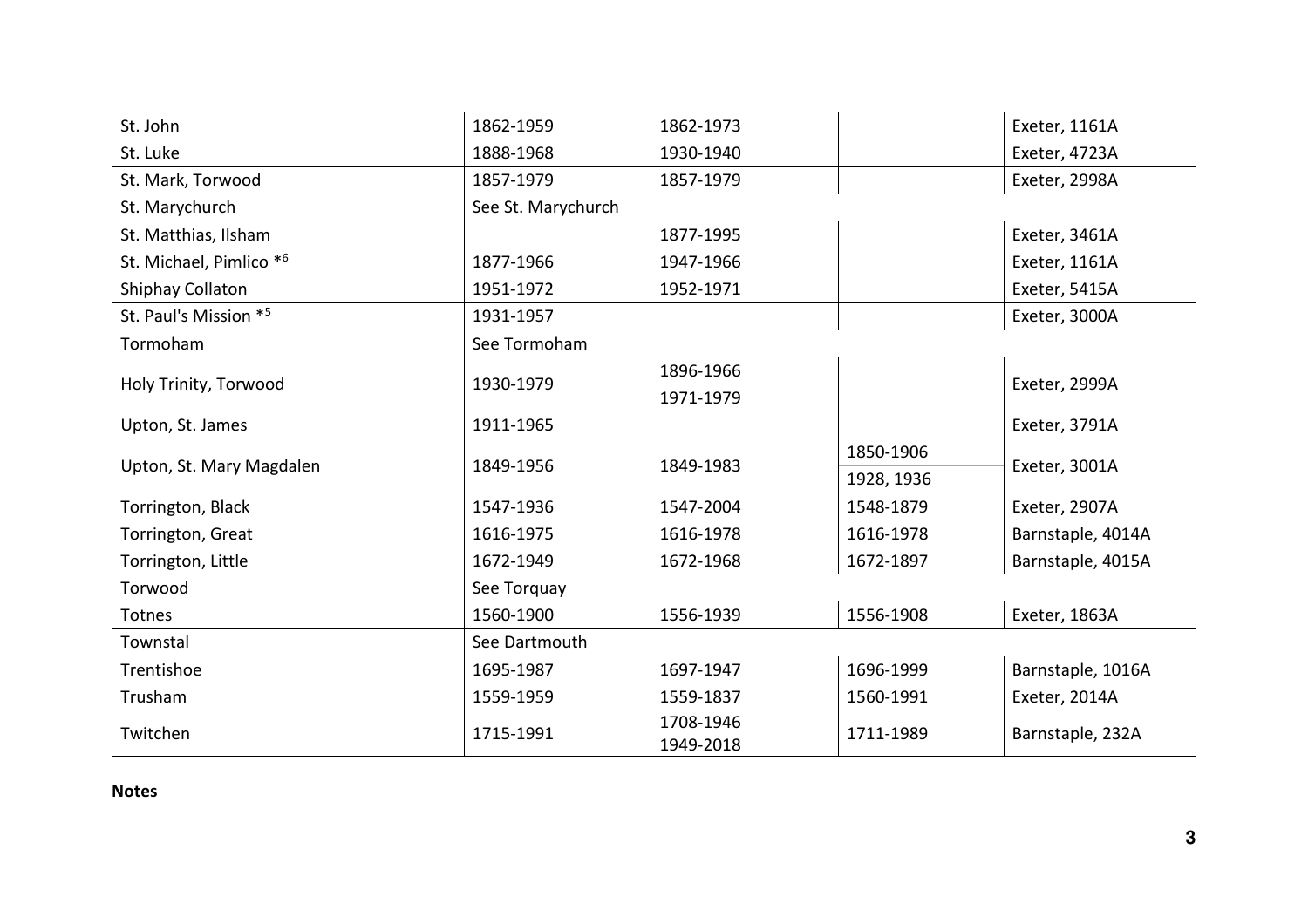| St. John | 1862-1959 | 1862-1973 | | Exeter, 1161A |
|---|---|---|---|---|
| St. Luke | 1888-1968 | 1930-1940 | | Exeter, 4723A |
| St. Mark, Torwood | 1857-1979 | 1857-1979 | | Exeter, 2998A |
| St. Marychurch | See St. Marychurch | | | |
| St. Matthias, Ilsham | | 1877-1995 | | Exeter, 3461A |
| St. Michael, Pimlico *[6] | 1877-1966 | 1947-1966 | | Exeter, 1161A |
| Shiphay Collaton | 1951-1972 | 1952-1971 | | Exeter, 5415A |
| St. Paul's Mission *[5] | 1931-1957 | | | Exeter, 3000A |
| Tormoham | See Tormoham | | | |
| Holy Trinity, Torwood | 1930-1979 | 1896-1966<br>1971-1979 | | Exeter, 2999A |
| Upton, St. James | 1911-1965 | | | Exeter, 3791A |
| Upton, St. Mary Magdalen | 1849-1956 | 1849-1983 | 1850-1906<br>1928, 1936 | Exeter, 3001A |
| Torrington, Black | 1547-1936 | 1547-2004 | 1548-1879 | Exeter, 2907A |
| Torrington, Great | 1616-1975 | 1616-1978 | 1616-1978 | Barnstaple, 4014A |
| Torrington, Little | 1672-1949 | 1672-1968 | 1672-1897 | Barnstaple, 4015A |
| Torwood | See Torquay | | | |
| Totnes | 1560-1900 | 1556-1939 | 1556-1908 | Exeter, 1863A |
| Townstal | See Dartmouth | | | |
| Trentishoe | 1695-1987 | 1697-1947 | 1696-1999 | Barnstaple, 1016A |
| Trusham | 1559-1959 | 1559-1837 | 1560-1991 | Exeter, 2014A |
| Twitchen | 1715-1991 | 1708-1946<br>1949-2018 | 1711-1989 | Barnstaple, 232A |

**Notes**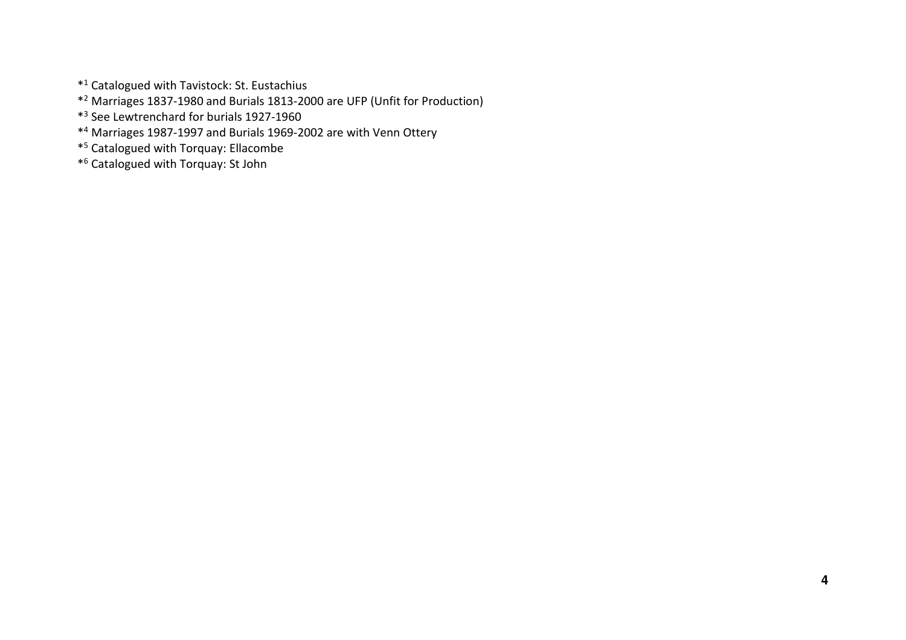*[1] Catalogued with Tavistock: St. Eustachius

*[2] Marriages 1837-1980 and Burials 1813-2000 are UFP (Unfit for Production)

*[3] See Lewtrenchard for burials 1927-1960

*[4] Marriages 1987-1997 and Burials 1969-2002 are with Venn Ottery

*[5] Catalogued with Torquay: Ellacombe

*[6] Catalogued with Torquay: St John